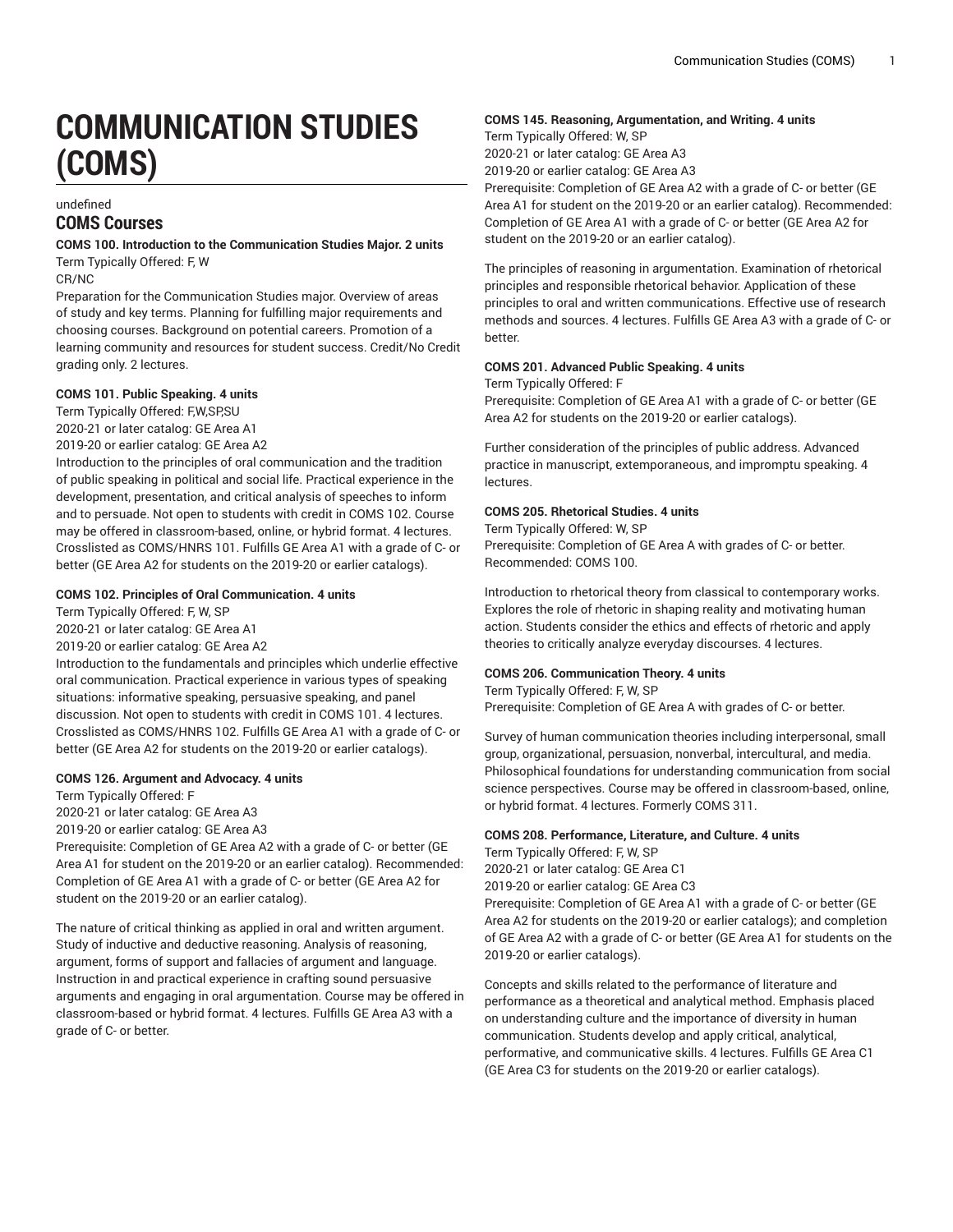# COMMUNICATION STUDIES (COMS)

undefined

## COMS Courses

**COMS 100. Introduction to the Communication Studies Major. 2 units**
Term Typically Offered: F, W
CR/NC
Preparation for the Communication Studies major. Overview of areas of study and key terms. Planning for fulfilling major requirements and choosing courses. Background on potential careers. Promotion of a learning community and resources for student success. Credit/No Credit grading only. 2 lectures.

**COMS 101. Public Speaking. 4 units**
Term Typically Offered: F,W,SP,SU
2020-21 or later catalog: GE Area A1
2019-20 or earlier catalog: GE Area A2
Introduction to the principles of oral communication and the tradition of public speaking in political and social life. Practical experience in the development, presentation, and critical analysis of speeches to inform and to persuade. Not open to students with credit in COMS 102. Course may be offered in classroom-based, online, or hybrid format. 4 lectures. Crosslisted as COMS/HNRS 101. Fulfills GE Area A1 with a grade of C- or better (GE Area A2 for students on the 2019-20 or earlier catalogs).

**COMS 102. Principles of Oral Communication. 4 units**
Term Typically Offered: F, W, SP
2020-21 or later catalog: GE Area A1
2019-20 or earlier catalog: GE Area A2
Introduction to the fundamentals and principles which underlie effective oral communication. Practical experience in various types of speaking situations: informative speaking, persuasive speaking, and panel discussion. Not open to students with credit in COMS 101. 4 lectures. Crosslisted as COMS/HNRS 102. Fulfills GE Area A1 with a grade of C- or better (GE Area A2 for students on the 2019-20 or earlier catalogs).

**COMS 126. Argument and Advocacy. 4 units**
Term Typically Offered: F
2020-21 or later catalog: GE Area A3
2019-20 or earlier catalog: GE Area A3
Prerequisite: Completion of GE Area A2 with a grade of C- or better (GE Area A1 for student on the 2019-20 or an earlier catalog). Recommended: Completion of GE Area A1 with a grade of C- or better (GE Area A2 for student on the 2019-20 or an earlier catalog).

The nature of critical thinking as applied in oral and written argument. Study of inductive and deductive reasoning. Analysis of reasoning, argument, forms of support and fallacies of argument and language. Instruction in and practical experience in crafting sound persuasive arguments and engaging in oral argumentation. Course may be offered in classroom-based or hybrid format. 4 lectures. Fulfills GE Area A3 with a grade of C- or better.

**COMS 145. Reasoning, Argumentation, and Writing. 4 units**
Term Typically Offered: W, SP
2020-21 or later catalog: GE Area A3
2019-20 or earlier catalog: GE Area A3
Prerequisite: Completion of GE Area A2 with a grade of C- or better (GE Area A1 for student on the 2019-20 or an earlier catalog). Recommended: Completion of GE Area A1 with a grade of C- or better (GE Area A2 for student on the 2019-20 or an earlier catalog).

The principles of reasoning in argumentation. Examination of rhetorical principles and responsible rhetorical behavior. Application of these principles to oral and written communications. Effective use of research methods and sources. 4 lectures. Fulfills GE Area A3 with a grade of C- or better.

**COMS 201. Advanced Public Speaking. 4 units**
Term Typically Offered: F
Prerequisite: Completion of GE Area A1 with a grade of C- or better (GE Area A2 for students on the 2019-20 or earlier catalogs).

Further consideration of the principles of public address. Advanced practice in manuscript, extemporaneous, and impromptu speaking. 4 lectures.

**COMS 205. Rhetorical Studies. 4 units**
Term Typically Offered: W, SP
Prerequisite: Completion of GE Area A with grades of C- or better. Recommended: COMS 100.

Introduction to rhetorical theory from classical to contemporary works. Explores the role of rhetoric in shaping reality and motivating human action. Students consider the ethics and effects of rhetoric and apply theories to critically analyze everyday discourses. 4 lectures.

**COMS 206. Communication Theory. 4 units**
Term Typically Offered: F, W, SP
Prerequisite: Completion of GE Area A with grades of C- or better.

Survey of human communication theories including interpersonal, small group, organizational, persuasion, nonverbal, intercultural, and media. Philosophical foundations for understanding communication from social science perspectives. Course may be offered in classroom-based, online, or hybrid format. 4 lectures. Formerly COMS 311.

**COMS 208. Performance, Literature, and Culture. 4 units**
Term Typically Offered: F, W, SP
2020-21 or later catalog: GE Area C1
2019-20 or earlier catalog: GE Area C3
Prerequisite: Completion of GE Area A1 with a grade of C- or better (GE Area A2 for students on the 2019-20 or earlier catalogs); and completion of GE Area A2 with a grade of C- or better (GE Area A1 for students on the 2019-20 or earlier catalogs).

Concepts and skills related to the performance of literature and performance as a theoretical and analytical method. Emphasis placed on understanding culture and the importance of diversity in human communication. Students develop and apply critical, analytical, performative, and communicative skills. 4 lectures. Fulfills GE Area C1 (GE Area C3 for students on the 2019-20 or earlier catalogs).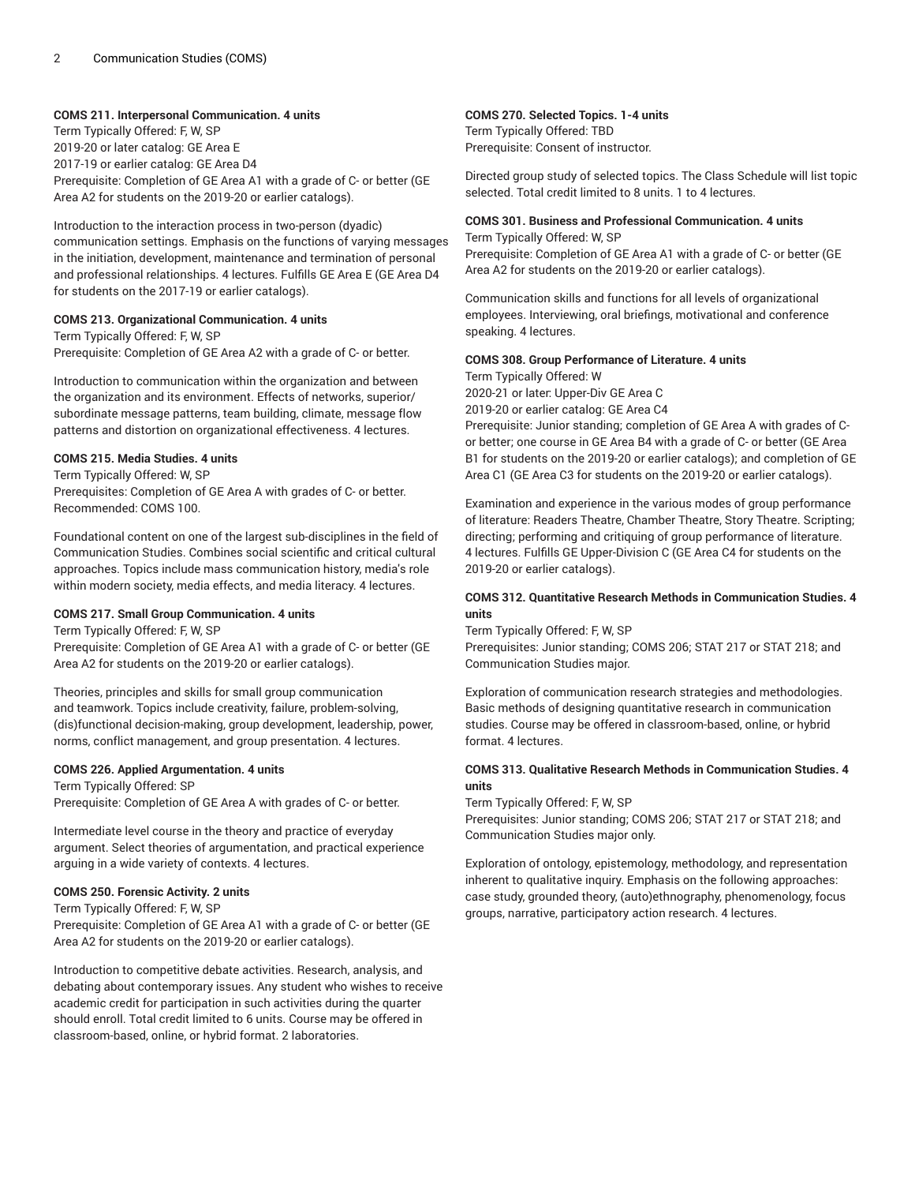#### COMS 211. Interpersonal Communication. 4 units

Term Typically Offered: F, W, SP
2019-20 or later catalog: GE Area E
2017-19 or earlier catalog: GE Area D4
Prerequisite: Completion of GE Area A1 with a grade of C- or better (GE Area A2 for students on the 2019-20 or earlier catalogs).

Introduction to the interaction process in two-person (dyadic) communication settings. Emphasis on the functions of varying messages in the initiation, development, maintenance and termination of personal and professional relationships. 4 lectures. Fulfills GE Area E (GE Area D4 for students on the 2017-19 or earlier catalogs).

#### COMS 213. Organizational Communication. 4 units

Term Typically Offered: F, W, SP
Prerequisite: Completion of GE Area A2 with a grade of C- or better.

Introduction to communication within the organization and between the organization and its environment. Effects of networks, superior/subordinate message patterns, team building, climate, message flow patterns and distortion on organizational effectiveness. 4 lectures.

#### COMS 215. Media Studies. 4 units

Term Typically Offered: W, SP
Prerequisites: Completion of GE Area A with grades of C- or better. Recommended: COMS 100.

Foundational content on one of the largest sub-disciplines in the field of Communication Studies. Combines social scientific and critical cultural approaches. Topics include mass communication history, media's role within modern society, media effects, and media literacy. 4 lectures.

#### COMS 217. Small Group Communication. 4 units

Term Typically Offered: F, W, SP
Prerequisite: Completion of GE Area A1 with a grade of C- or better (GE Area A2 for students on the 2019-20 or earlier catalogs).

Theories, principles and skills for small group communication and teamwork. Topics include creativity, failure, problem-solving, (dis)functional decision-making, group development, leadership, power, norms, conflict management, and group presentation. 4 lectures.

#### COMS 226. Applied Argumentation. 4 units

Term Typically Offered: SP
Prerequisite: Completion of GE Area A with grades of C- or better.

Intermediate level course in the theory and practice of everyday argument. Select theories of argumentation, and practical experience arguing in a wide variety of contexts. 4 lectures.

#### COMS 250. Forensic Activity. 2 units

Term Typically Offered: F, W, SP
Prerequisite: Completion of GE Area A1 with a grade of C- or better (GE Area A2 for students on the 2019-20 or earlier catalogs).

Introduction to competitive debate activities. Research, analysis, and debating about contemporary issues. Any student who wishes to receive academic credit for participation in such activities during the quarter should enroll. Total credit limited to 6 units. Course may be offered in classroom-based, online, or hybrid format. 2 laboratories.

#### COMS 270. Selected Topics. 1-4 units

Term Typically Offered: TBD
Prerequisite: Consent of instructor.

Directed group study of selected topics. The Class Schedule will list topic selected. Total credit limited to 8 units. 1 to 4 lectures.

#### COMS 301. Business and Professional Communication. 4 units

Term Typically Offered: W, SP
Prerequisite: Completion of GE Area A1 with a grade of C- or better (GE Area A2 for students on the 2019-20 or earlier catalogs).

Communication skills and functions for all levels of organizational employees. Interviewing, oral briefings, motivational and conference speaking. 4 lectures.

#### COMS 308. Group Performance of Literature. 4 units

Term Typically Offered: W
2020-21 or later: Upper-Div GE Area C
2019-20 or earlier catalog: GE Area C4
Prerequisite: Junior standing; completion of GE Area A with grades of C- or better; one course in GE Area B4 with a grade of C- or better (GE Area B1 for students on the 2019-20 or earlier catalogs); and completion of GE Area C1 (GE Area C3 for students on the 2019-20 or earlier catalogs).

Examination and experience in the various modes of group performance of literature: Readers Theatre, Chamber Theatre, Story Theatre. Scripting; directing; performing and critiquing of group performance of literature. 4 lectures. Fulfills GE Upper-Division C (GE Area C4 for students on the 2019-20 or earlier catalogs).

#### COMS 312. Quantitative Research Methods in Communication Studies. 4 units

Term Typically Offered: F, W, SP
Prerequisites: Junior standing; COMS 206; STAT 217 or STAT 218; and Communication Studies major.

Exploration of communication research strategies and methodologies. Basic methods of designing quantitative research in communication studies. Course may be offered in classroom-based, online, or hybrid format. 4 lectures.

#### COMS 313. Qualitative Research Methods in Communication Studies. 4 units

Term Typically Offered: F, W, SP
Prerequisites: Junior standing; COMS 206; STAT 217 or STAT 218; and Communication Studies major only.

Exploration of ontology, epistemology, methodology, and representation inherent to qualitative inquiry. Emphasis on the following approaches: case study, grounded theory, (auto)ethnography, phenomenology, focus groups, narrative, participatory action research. 4 lectures.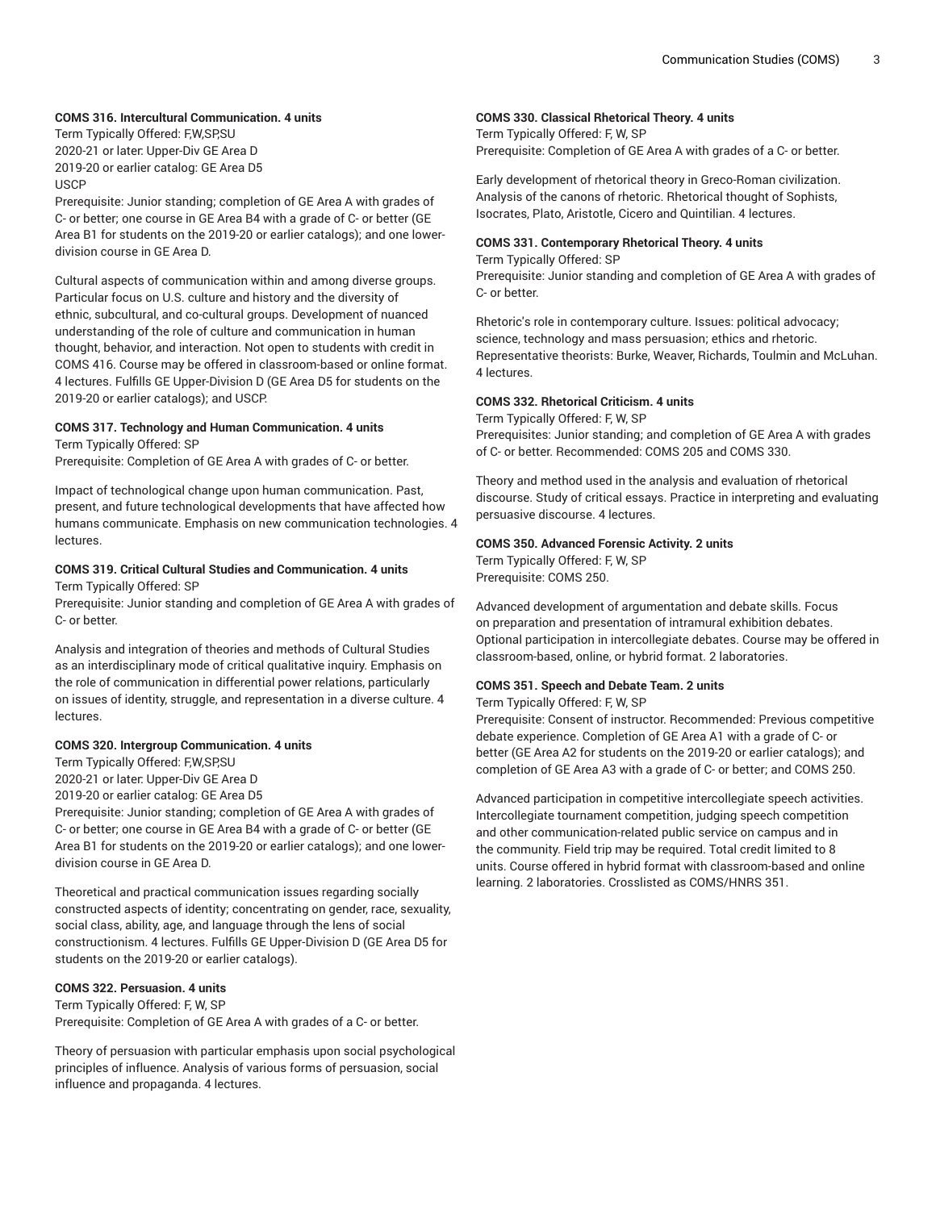**COMS 316. Intercultural Communication. 4 units**

Term Typically Offered: F,W,SP,SU
2020-21 or later: Upper-Div GE Area D
2019-20 or earlier catalog: GE Area D5
USCP
Prerequisite: Junior standing; completion of GE Area A with grades of C- or better; one course in GE Area B4 with a grade of C- or better (GE Area B1 for students on the 2019-20 or earlier catalogs); and one lower-division course in GE Area D.

Cultural aspects of communication within and among diverse groups. Particular focus on U.S. culture and history and the diversity of ethnic, subcultural, and co-cultural groups. Development of nuanced understanding of the role of culture and communication in human thought, behavior, and interaction. Not open to students with credit in COMS 416. Course may be offered in classroom-based or online format. 4 lectures. Fulfills GE Upper-Division D (GE Area D5 for students on the 2019-20 or earlier catalogs); and USCP.

**COMS 317. Technology and Human Communication. 4 units**

Term Typically Offered: SP
Prerequisite: Completion of GE Area A with grades of C- or better.

Impact of technological change upon human communication. Past, present, and future technological developments that have affected how humans communicate. Emphasis on new communication technologies. 4 lectures.

**COMS 319. Critical Cultural Studies and Communication. 4 units**

Term Typically Offered: SP
Prerequisite: Junior standing and completion of GE Area A with grades of C- or better.

Analysis and integration of theories and methods of Cultural Studies as an interdisciplinary mode of critical qualitative inquiry. Emphasis on the role of communication in differential power relations, particularly on issues of identity, struggle, and representation in a diverse culture. 4 lectures.

**COMS 320. Intergroup Communication. 4 units**

Term Typically Offered: F,W,SP,SU
2020-21 or later: Upper-Div GE Area D
2019-20 or earlier catalog: GE Area D5
Prerequisite: Junior standing; completion of GE Area A with grades of C- or better; one course in GE Area B4 with a grade of C- or better (GE Area B1 for students on the 2019-20 or earlier catalogs); and one lower-division course in GE Area D.

Theoretical and practical communication issues regarding socially constructed aspects of identity; concentrating on gender, race, sexuality, social class, ability, age, and language through the lens of social constructionism. 4 lectures. Fulfills GE Upper-Division D (GE Area D5 for students on the 2019-20 or earlier catalogs).

**COMS 322. Persuasion. 4 units**

Term Typically Offered: F, W, SP
Prerequisite: Completion of GE Area A with grades of a C- or better.

Theory of persuasion with particular emphasis upon social psychological principles of influence. Analysis of various forms of persuasion, social influence and propaganda. 4 lectures.

**COMS 330. Classical Rhetorical Theory. 4 units**

Term Typically Offered: F, W, SP
Prerequisite: Completion of GE Area A with grades of a C- or better.

Early development of rhetorical theory in Greco-Roman civilization. Analysis of the canons of rhetoric. Rhetorical thought of Sophists, Isocrates, Plato, Aristotle, Cicero and Quintilian. 4 lectures.

**COMS 331. Contemporary Rhetorical Theory. 4 units**

Term Typically Offered: SP
Prerequisite: Junior standing and completion of GE Area A with grades of C- or better.

Rhetoric's role in contemporary culture. Issues: political advocacy; science, technology and mass persuasion; ethics and rhetoric. Representative theorists: Burke, Weaver, Richards, Toulmin and McLuhan. 4 lectures.

**COMS 332. Rhetorical Criticism. 4 units**

Term Typically Offered: F, W, SP
Prerequisites: Junior standing; and completion of GE Area A with grades of C- or better. Recommended: COMS 205 and COMS 330.

Theory and method used in the analysis and evaluation of rhetorical discourse. Study of critical essays. Practice in interpreting and evaluating persuasive discourse. 4 lectures.

**COMS 350. Advanced Forensic Activity. 2 units**

Term Typically Offered: F, W, SP
Prerequisite: COMS 250.

Advanced development of argumentation and debate skills. Focus on preparation and presentation of intramural exhibition debates. Optional participation in intercollegiate debates. Course may be offered in classroom-based, online, or hybrid format. 2 laboratories.

**COMS 351. Speech and Debate Team. 2 units**

Term Typically Offered: F, W, SP
Prerequisite: Consent of instructor. Recommended: Previous competitive debate experience. Completion of GE Area A1 with a grade of C- or better (GE Area A2 for students on the 2019-20 or earlier catalogs); and completion of GE Area A3 with a grade of C- or better; and COMS 250.

Advanced participation in competitive intercollegiate speech activities. Intercollegiate tournament competition, judging speech competition and other communication-related public service on campus and in the community. Field trip may be required. Total credit limited to 8 units. Course offered in hybrid format with classroom-based and online learning. 2 laboratories. Crosslisted as COMS/HNRS 351.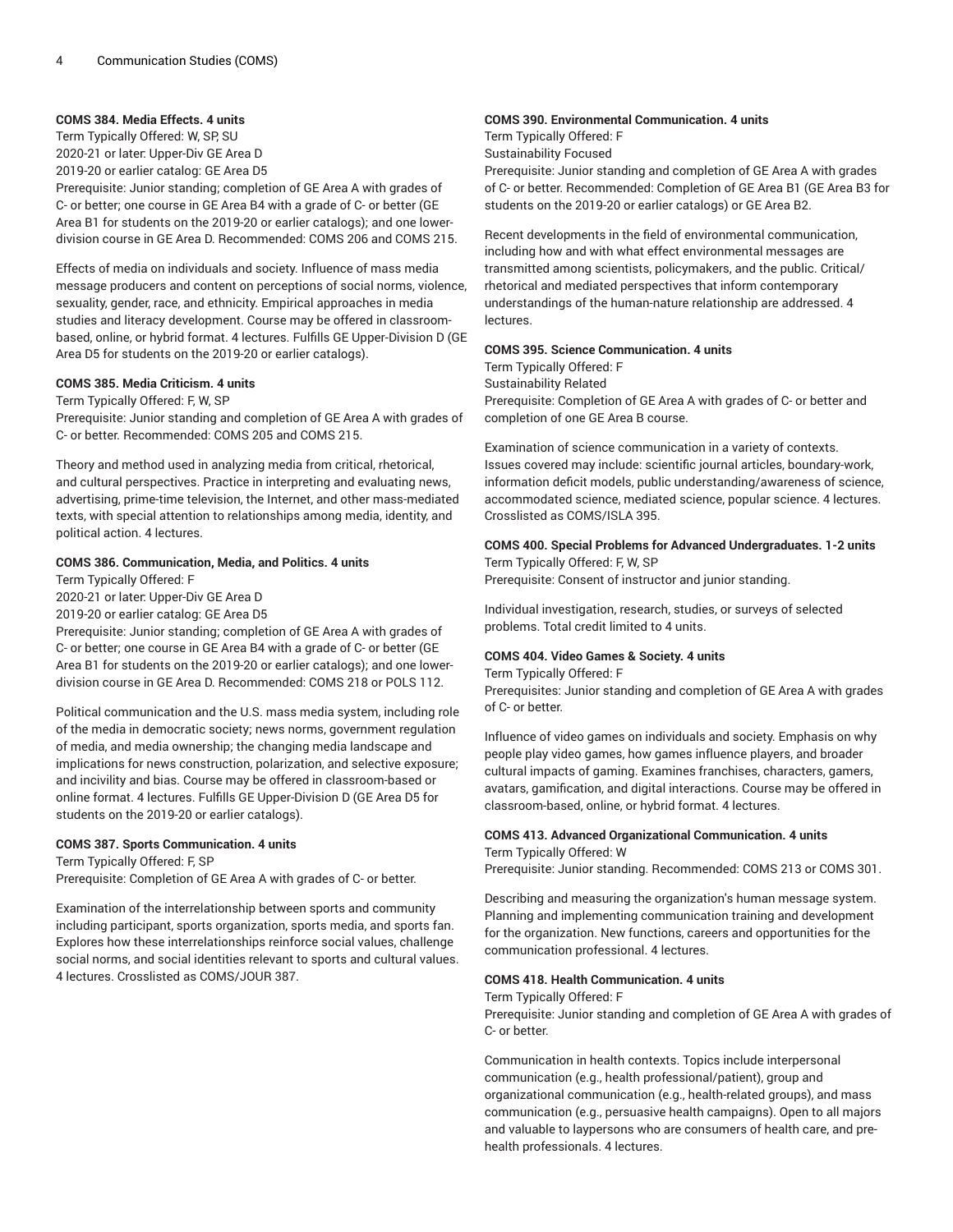#### COMS 384. Media Effects. 4 units

Term Typically Offered: W, SP, SU
2020-21 or later: Upper-Div GE Area D
2019-20 or earlier catalog: GE Area D5
Prerequisite: Junior standing; completion of GE Area A with grades of C- or better; one course in GE Area B4 with a grade of C- or better (GE Area B1 for students on the 2019-20 or earlier catalogs); and one lower-division course in GE Area D. Recommended: COMS 206 and COMS 215.

Effects of media on individuals and society. Influence of mass media message producers and content on perceptions of social norms, violence, sexuality, gender, race, and ethnicity. Empirical approaches in media studies and literacy development. Course may be offered in classroom-based, online, or hybrid format. 4 lectures. Fulfills GE Upper-Division D (GE Area D5 for students on the 2019-20 or earlier catalogs).

#### COMS 385. Media Criticism. 4 units

Term Typically Offered: F, W, SP
Prerequisite: Junior standing and completion of GE Area A with grades of C- or better. Recommended: COMS 205 and COMS 215.

Theory and method used in analyzing media from critical, rhetorical, and cultural perspectives. Practice in interpreting and evaluating news, advertising, prime-time television, the Internet, and other mass-mediated texts, with special attention to relationships among media, identity, and political action. 4 lectures.

#### COMS 386. Communication, Media, and Politics. 4 units

Term Typically Offered: F
2020-21 or later: Upper-Div GE Area D
2019-20 or earlier catalog: GE Area D5
Prerequisite: Junior standing; completion of GE Area A with grades of C- or better; one course in GE Area B4 with a grade of C- or better (GE Area B1 for students on the 2019-20 or earlier catalogs); and one lower-division course in GE Area D. Recommended: COMS 218 or POLS 112.

Political communication and the U.S. mass media system, including role of the media in democratic society; news norms, government regulation of media, and media ownership; the changing media landscape and implications for news construction, polarization, and selective exposure; and incivility and bias. Course may be offered in classroom-based or online format. 4 lectures. Fulfills GE Upper-Division D (GE Area D5 for students on the 2019-20 or earlier catalogs).

#### COMS 387. Sports Communication. 4 units

Term Typically Offered: F, SP
Prerequisite: Completion of GE Area A with grades of C- or better.

Examination of the interrelationship between sports and community including participant, sports organization, sports media, and sports fan. Explores how these interrelationships reinforce social values, challenge social norms, and social identities relevant to sports and cultural values. 4 lectures. Crosslisted as COMS/JOUR 387.

#### COMS 390. Environmental Communication. 4 units

Term Typically Offered: F
Sustainability Focused
Prerequisite: Junior standing and completion of GE Area A with grades of C- or better. Recommended: Completion of GE Area B1 (GE Area B3 for students on the 2019-20 or earlier catalogs) or GE Area B2.

Recent developments in the field of environmental communication, including how and with what effect environmental messages are transmitted among scientists, policymakers, and the public. Critical/rhetorical and mediated perspectives that inform contemporary understandings of the human-nature relationship are addressed. 4 lectures.

#### COMS 395. Science Communication. 4 units

Term Typically Offered: F
Sustainability Related
Prerequisite: Completion of GE Area A with grades of C- or better and completion of one GE Area B course.

Examination of science communication in a variety of contexts. Issues covered may include: scientific journal articles, boundary-work, information deficit models, public understanding/awareness of science, accommodated science, mediated science, popular science. 4 lectures. Crosslisted as COMS/ISLA 395.

#### COMS 400. Special Problems for Advanced Undergraduates. 1-2 units

Term Typically Offered: F, W, SP
Prerequisite: Consent of instructor and junior standing.

Individual investigation, research, studies, or surveys of selected problems. Total credit limited to 4 units.

#### COMS 404. Video Games & Society. 4 units

Term Typically Offered: F
Prerequisites: Junior standing and completion of GE Area A with grades of C- or better.

Influence of video games on individuals and society. Emphasis on why people play video games, how games influence players, and broader cultural impacts of gaming. Examines franchises, characters, gamers, avatars, gamification, and digital interactions. Course may be offered in classroom-based, online, or hybrid format. 4 lectures.

#### COMS 413. Advanced Organizational Communication. 4 units

Term Typically Offered: W
Prerequisite: Junior standing. Recommended: COMS 213 or COMS 301.

Describing and measuring the organization's human message system. Planning and implementing communication training and development for the organization. New functions, careers and opportunities for the communication professional. 4 lectures.

#### COMS 418. Health Communication. 4 units

Term Typically Offered: F
Prerequisite: Junior standing and completion of GE Area A with grades of C- or better.

Communication in health contexts. Topics include interpersonal communication (e.g., health professional/patient), group and organizational communication (e.g., health-related groups), and mass communication (e.g., persuasive health campaigns). Open to all majors and valuable to laypersons who are consumers of health care, and pre-health professionals. 4 lectures.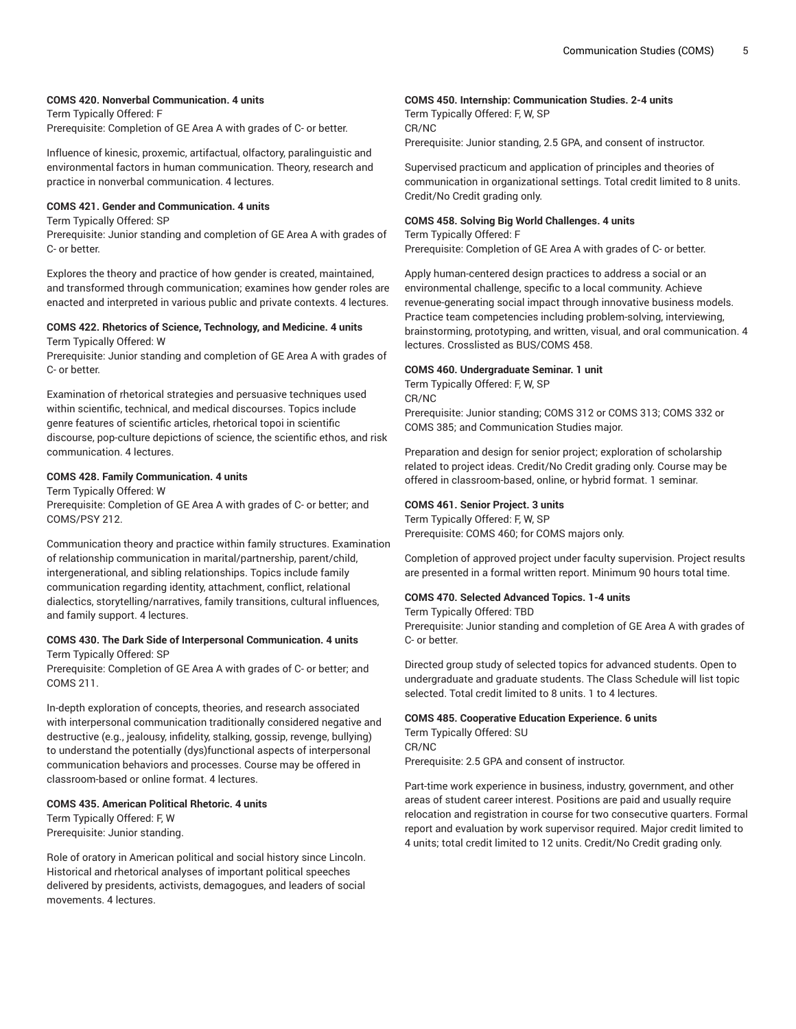**COMS 420. Nonverbal Communication. 4 units**
Term Typically Offered: F
Prerequisite: Completion of GE Area A with grades of C- or better.

Influence of kinesic, proxemic, artifactual, olfactory, paralinguistic and environmental factors in human communication. Theory, research and practice in nonverbal communication. 4 lectures.

**COMS 421. Gender and Communication. 4 units**
Term Typically Offered: SP
Prerequisite: Junior standing and completion of GE Area A with grades of C- or better.

Explores the theory and practice of how gender is created, maintained, and transformed through communication; examines how gender roles are enacted and interpreted in various public and private contexts. 4 lectures.

**COMS 422. Rhetorics of Science, Technology, and Medicine. 4 units**
Term Typically Offered: W
Prerequisite: Junior standing and completion of GE Area A with grades of C- or better.

Examination of rhetorical strategies and persuasive techniques used within scientific, technical, and medical discourses. Topics include genre features of scientific articles, rhetorical topoi in scientific discourse, pop-culture depictions of science, the scientific ethos, and risk communication. 4 lectures.

**COMS 428. Family Communication. 4 units**
Term Typically Offered: W
Prerequisite: Completion of GE Area A with grades of C- or better; and COMS/PSY 212.

Communication theory and practice within family structures. Examination of relationship communication in marital/partnership, parent/child, intergenerational, and sibling relationships. Topics include family communication regarding identity, attachment, conflict, relational dialectics, storytelling/narratives, family transitions, cultural influences, and family support. 4 lectures.

**COMS 430. The Dark Side of Interpersonal Communication. 4 units**
Term Typically Offered: SP
Prerequisite: Completion of GE Area A with grades of C- or better; and COMS 211.

In-depth exploration of concepts, theories, and research associated with interpersonal communication traditionally considered negative and destructive (e.g., jealousy, infidelity, stalking, gossip, revenge, bullying) to understand the potentially (dys)functional aspects of interpersonal communication behaviors and processes. Course may be offered in classroom-based or online format. 4 lectures.

**COMS 435. American Political Rhetoric. 4 units**
Term Typically Offered: F, W
Prerequisite: Junior standing.

Role of oratory in American political and social history since Lincoln. Historical and rhetorical analyses of important political speeches delivered by presidents, activists, demagogues, and leaders of social movements. 4 lectures.

**COMS 450. Internship: Communication Studies. 2-4 units**
Term Typically Offered: F, W, SP
CR/NC
Prerequisite: Junior standing, 2.5 GPA, and consent of instructor.

Supervised practicum and application of principles and theories of communication in organizational settings. Total credit limited to 8 units. Credit/No Credit grading only.

**COMS 458. Solving Big World Challenges. 4 units**
Term Typically Offered: F
Prerequisite: Completion of GE Area A with grades of C- or better.

Apply human-centered design practices to address a social or an environmental challenge, specific to a local community. Achieve revenue-generating social impact through innovative business models. Practice team competencies including problem-solving, interviewing, brainstorming, prototyping, and written, visual, and oral communication. 4 lectures. Crosslisted as BUS/COMS 458.

**COMS 460. Undergraduate Seminar. 1 unit**
Term Typically Offered: F, W, SP
CR/NC
Prerequisite: Junior standing; COMS 312 or COMS 313; COMS 332 or COMS 385; and Communication Studies major.

Preparation and design for senior project; exploration of scholarship related to project ideas. Credit/No Credit grading only. Course may be offered in classroom-based, online, or hybrid format. 1 seminar.

**COMS 461. Senior Project. 3 units**
Term Typically Offered: F, W, SP
Prerequisite: COMS 460; for COMS majors only.

Completion of approved project under faculty supervision. Project results are presented in a formal written report. Minimum 90 hours total time.

**COMS 470. Selected Advanced Topics. 1-4 units**
Term Typically Offered: TBD
Prerequisite: Junior standing and completion of GE Area A with grades of C- or better.

Directed group study of selected topics for advanced students. Open to undergraduate and graduate students. The Class Schedule will list topic selected. Total credit limited to 8 units. 1 to 4 lectures.

**COMS 485. Cooperative Education Experience. 6 units**
Term Typically Offered: SU
CR/NC
Prerequisite: 2.5 GPA and consent of instructor.

Part-time work experience in business, industry, government, and other areas of student career interest. Positions are paid and usually require relocation and registration in course for two consecutive quarters. Formal report and evaluation by work supervisor required. Major credit limited to 4 units; total credit limited to 12 units. Credit/No Credit grading only.